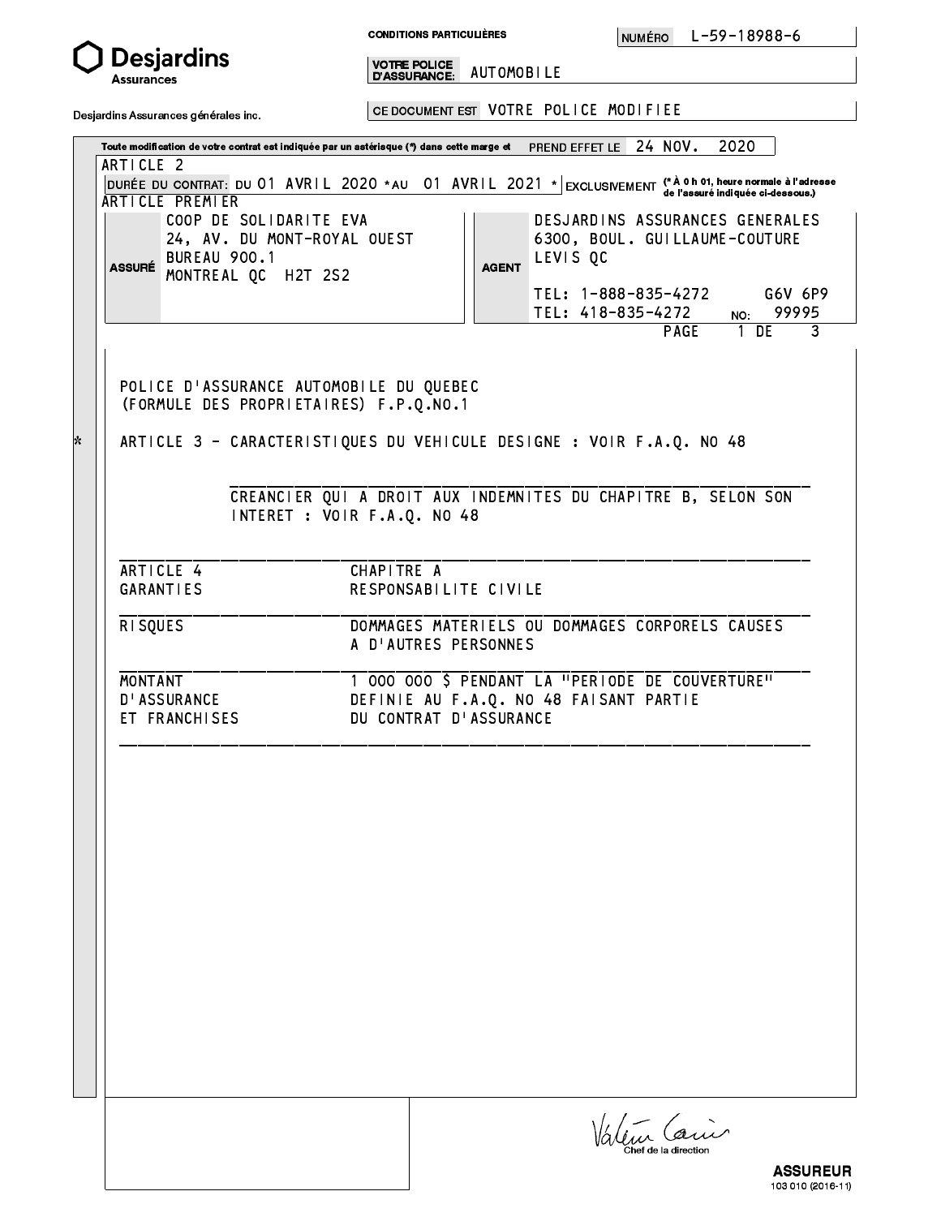**Desjardins Assurances**

Desjardins Assurances générales inc.

**CONDITIONS PARTICULIÈRES** | NUMÉRO L-59-18988-6

**VOTRE POLICE D'ASSURANCE:** AUTOMOBILE

**CE DOCUMENT EST** VOTRE POLICE MODIFIEE

Toute modification de votre contrat est indiquée par un astérisque (*) dans cette marge et PREND EFFET LE 24 NOV. 2020

ARTICLE 2

DURÉE DU CONTRAT: DU 01 AVRIL 2020 *AU 01 AVRIL 2021 * EXCLUSIVEMENT (* À 0 h 01, heure normale à l'adresse de l'assuré indiquée ci-dessous.)

ARTICLE PREMIER

| ASSURÉ | AGENT |
|---|---|
| COOP DE SOLIDARITE EVA<br>24, AV. DU MONT-ROYAL OUEST<br>BUREAU 900.1<br>MONTREAL QC H2T 2S2 | DESJARDINS ASSURANCES GENERALES<br>6300, BOUL. GUILLAUME-COUTURE<br>LEVIS QC G6V 6P9<br>TEL: 1-888-835-4272<br>TEL: 418-835-4272 NO: 99995 |

POLICE D'ASSURANCE AUTOMOBILE DU QUEBEC
(FORMULE DES PROPRIETAIRES) F.P.Q.NO.1

\* ARTICLE 3 - CARACTERISTIQUES DU VEHICULE DESIGNE : VOIR F.A.Q. NO 48

CREANCIER QUI A DROIT AUX INDEMNITES DU CHAPITRE B, SELON SON INTERET : VOIR F.A.Q. NO 48

| ARTICLE 4<br>GARANTIES | CHAPITRE A<br>RESPONSABILITE CIVILE |
|---|---|
| RISQUES | DOMMAGES MATERIELS OU DOMMAGES CORPORELS CAUSES A D'AUTRES PERSONNES |
| MONTANT D'ASSURANCE ET FRANCHISES | 1 000 000 $ PENDANT LA "PERIODE DE COUVERTURE" DEFINIE AU F.A.Q. NO 48 FAISANT PARTIE DU CONTRAT D'ASSURANCE |

Chef de la direction

**ASSUREUR**

103 010 (2016-11)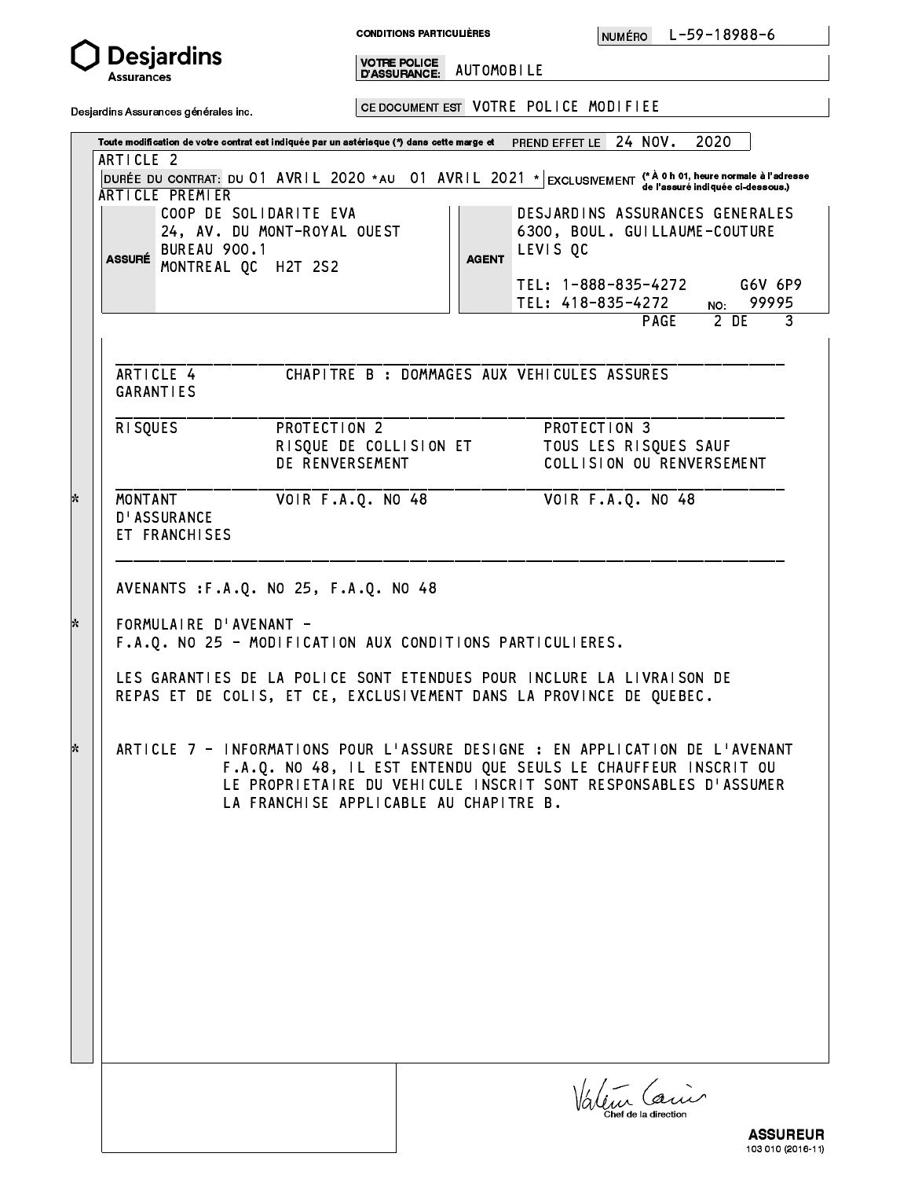**Desjardins Assurances**

Desjardins Assurances générales inc.

**CONDITIONS PARTICULIÈRES** — NUMÉRO L-59-18988-6

**VOTRE POLICE D'ASSURANCE:** AUTOMOBILE

**CE DOCUMENT EST** VOTRE POLICE MODIFIEE

Toute modification de votre contrat est indiquée par un astérisque (*) dans cette marge et PREND EFFET LE 24 NOV. 2020

ARTICLE 2

DURÉE DU CONTRAT: DU 01 AVRIL 2020 *AU 01 AVRIL 2021 * EXCLUSIVEMENT (* À 0 h 01, heure normale à l'adresse de l'assuré indiquée ci-dessous.)

ARTICLE PREMIER

| ASSURÉ | AGENT |
|---|---|
| COOP DE SOLIDARITE EVA<br>24, AV. DU MONT-ROYAL OUEST<br>BUREAU 900.1<br>MONTREAL QC H2T 2S2 | DESJARDINS ASSURANCES GENERALES<br>6300, BOUL. GUILLAUME-COUTURE<br>LEVIS QC G6V 6P9<br>TEL: 1-888-835-4272<br>TEL: 418-835-4272 NO: 99995 |

PAGE 2 DE 3

ARTICLE 4 GARANTIES — CHAPITRE B : DOMMAGES AUX VEHICULES ASSURES

| RISQUES | PROTECTION 2<br>RISQUE DE COLLISION ET DE RENVERSEMENT | PROTECTION 3<br>TOUS LES RISQUES SAUF COLLISION OU RENVERSEMENT |
|---|---|---|
| * MONTANT D'ASSURANCE ET FRANCHISES | VOIR F.A.Q. NO 48 | VOIR F.A.Q. NO 48 |

AVENANTS :F.A.Q. NO 25, F.A.Q. NO 48

\* FORMULAIRE D'AVENANT -
F.A.Q. NO 25 - MODIFICATION AUX CONDITIONS PARTICULIERES.

LES GARANTIES DE LA POLICE SONT ETENDUES POUR INCLURE LA LIVRAISON DE REPAS ET DE COLIS, ET CE, EXCLUSIVEMENT DANS LA PROVINCE DE QUEBEC.

\* ARTICLE 7 - INFORMATIONS POUR L'ASSURE DESIGNE : EN APPLICATION DE L'AVENANT F.A.Q. NO 48, IL EST ENTENDU QUE SEULS LE CHAUFFEUR INSCRIT OU LE PROPRIETAIRE DU VEHICULE INSCRIT SONT RESPONSABLES D'ASSUMER LA FRANCHISE APPLICABLE AU CHAPITRE B.

Chef de la direction

**ASSUREUR**

103 010 (2016-11)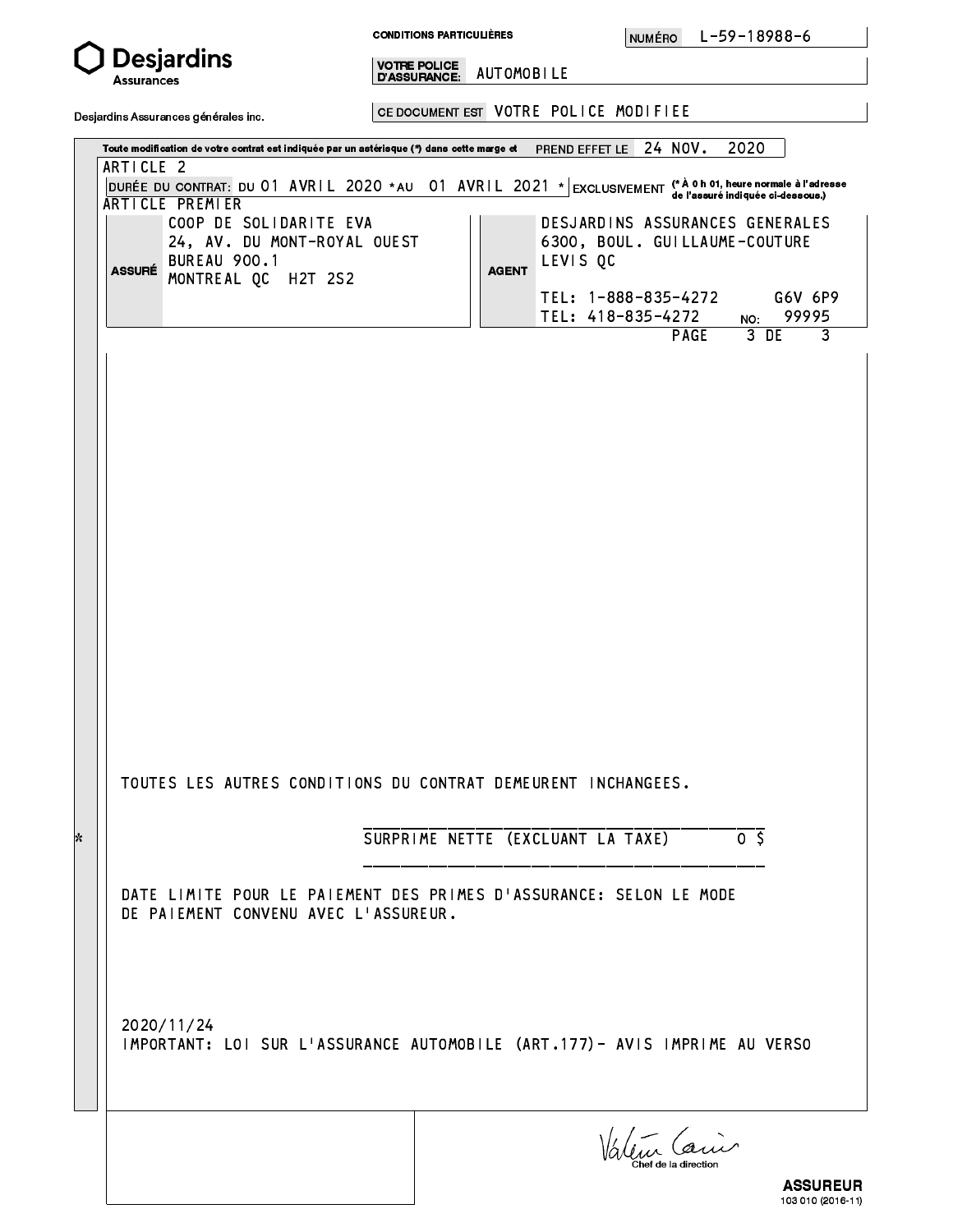**CONDITIONS PARTICULIÈRES**

| | |
|---|---|
| NUMÉRO | L-59-18988-6 |
| VOTRE POLICE D'ASSURANCE: | AUTOMOBILE |
| CE DOCUMENT EST | VOTRE POLICE MODIFIEE |

Desjardins Assurances générales inc.

Toute modification de votre contrat est indiquée par un astérisque (*) dans cette marge et PREND EFFET LE 24 NOV. 2020

ARTICLE 2

DURÉE DU CONTRAT: DU 01 AVRIL 2020 * AU 01 AVRIL 2021 * EXCLUSIVEMENT (* À 0 h 01, heure normale à l'adresse de l'assuré indiquée ci-dessous.)

ARTICLE PREMIER

| ASSURÉ | | AGENT | |
|---|---|---|---|
| | COOP DE SOLIDARITE EVA<br>24, AV. DU MONT-ROYAL OUEST<br>BUREAU 900.1<br>MONTREAL QC H2T 2S2 | | DESJARDINS ASSURANCES GENERALES<br>6300, BOUL. GUILLAUME-COUTURE<br>LEVIS QC<br>TEL: 1-888-835-4272 G6V 6P9<br>TEL: 418-835-4272 NO: 99995 |

TOUTES LES AUTRES CONDITIONS DU CONTRAT DEMEURENT INCHANGEES.

\* SURPRIME NETTE (EXCLUANT LA TAXE) 0 $

DATE LIMITE POUR LE PAIEMENT DES PRIMES D'ASSURANCE: SELON LE MODE DE PAIEMENT CONVENU AVEC L'ASSUREUR.

2020/11/24

IMPORTANT: LOI SUR L'ASSURANCE AUTOMOBILE (ART.177)- AVIS IMPRIME AU VERSO

Chef de la direction

**ASSUREUR**

103 010 (2016-11)